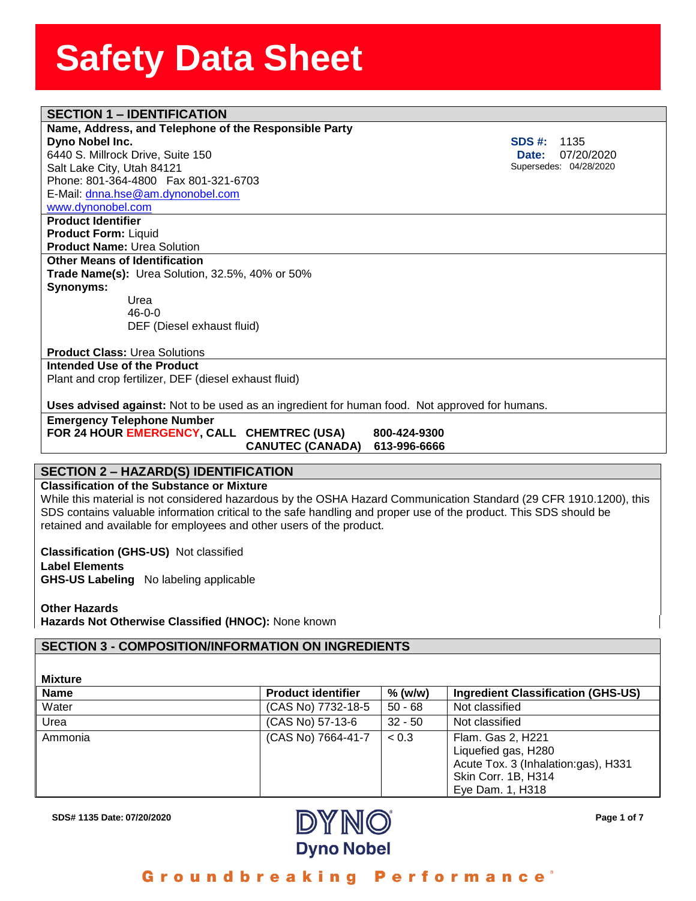# Safety Data Sheet

## SECTION 1 – IDENTIFICATION

**Name, Address, and Telephone of the Responsible Party**

**Dyno Nobel Inc.**
6440 S. Millrock Drive, Suite 150
Salt Lake City, Utah 84121
Phone: 801-364-4800 Fax 801-321-6703
E-Mail: dnna.hse@am.dynonobel.com
www.dynonobel.com

**SDS #:** 1135
**Date:** 07/20/2020
Supersedes: 04/28/2020

**Product Identifier**
**Product Form:** Liquid
**Product Name:** Urea Solution

**Other Means of Identification**
**Trade Name(s):** Urea Solution, 32.5%, 40% or 50%
**Synonyms:**
Urea
46-0-0
DEF (Diesel exhaust fluid)

**Product Class:** Urea Solutions

**Intended Use of the Product**
Plant and crop fertilizer, DEF (diesel exhaust fluid)

**Uses advised against:** Not to be used as an ingredient for human food. Not approved for humans.

**Emergency Telephone Number**
**FOR 24 HOUR EMERGENCY, CALL CHEMTREC (USA) 800-424-9300**
**CANUTEC (CANADA) 613-996-6666**

## SECTION 2 – HAZARD(S) IDENTIFICATION

**Classification of the Substance or Mixture**
While this material is not considered hazardous by the OSHA Hazard Communication Standard (29 CFR 1910.1200), this SDS contains valuable information critical to the safe handling and proper use of the product. This SDS should be retained and available for employees and other users of the product.

**Classification (GHS-US)** Not classified
**Label Elements**
**GHS-US Labeling** No labeling applicable

**Other Hazards**
**Hazards Not Otherwise Classified (HNOC):** None known

## SECTION 3 - COMPOSITION/INFORMATION ON INGREDIENTS

**Mixture**

| Name | Product identifier | % (w/w) | Ingredient Classification (GHS-US) |
|---|---|---|---|
| Water | (CAS No) 7732-18-5 | 50 - 68 | Not classified |
| Urea | (CAS No) 57-13-6 | 32 - 50 | Not classified |
| Ammonia | (CAS No) 7664-41-7 | < 0.3 | Flam. Gas 2, H221<br>Liquefied gas, H280<br>Acute Tox. 3 (Inhalation:gas), H331<br>Skin Corr. 1B, H314<br>Eye Dam. 1, H318 |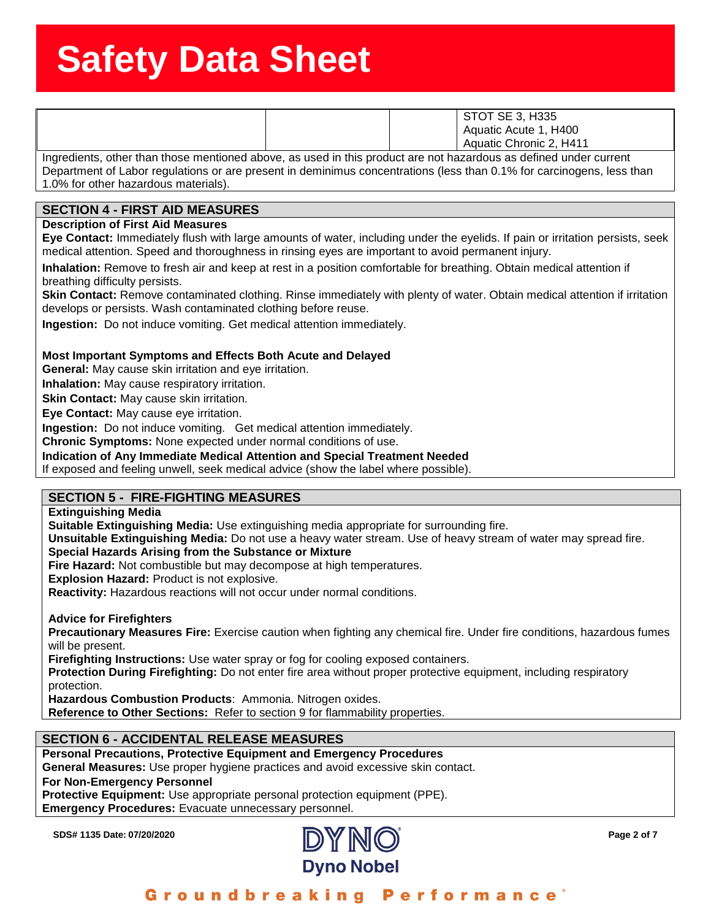| | | | STOT SE 3, H335<br>Aquatic Acute 1, H400<br>Aquatic Chronic 2, H411 |
|---|---|---|---|

Ingredients, other than those mentioned above, as used in this product are not hazardous as defined under current Department of Labor regulations or are present in deminimus concentrations (less than 0.1% for carcinogens, less than 1.0% for other hazardous materials).

## SECTION 4 - FIRST AID MEASURES

**Description of First Aid Measures**

**Eye Contact:** Immediately flush with large amounts of water, including under the eyelids. If pain or irritation persists, seek medical attention. Speed and thoroughness in rinsing eyes are important to avoid permanent injury.

**Inhalation:** Remove to fresh air and keep at rest in a position comfortable for breathing. Obtain medical attention if breathing difficulty persists.

**Skin Contact:** Remove contaminated clothing. Rinse immediately with plenty of water. Obtain medical attention if irritation develops or persists. Wash contaminated clothing before reuse.

**Ingestion:** Do not induce vomiting. Get medical attention immediately.

**Most Important Symptoms and Effects Both Acute and Delayed**

**General:** May cause skin irritation and eye irritation.

**Inhalation:** May cause respiratory irritation.

**Skin Contact:** May cause skin irritation.

**Eye Contact:** May cause eye irritation.

**Ingestion:** Do not induce vomiting. Get medical attention immediately.

**Chronic Symptoms:** None expected under normal conditions of use.

**Indication of Any Immediate Medical Attention and Special Treatment Needed**

If exposed and feeling unwell, seek medical advice (show the label where possible).

## SECTION 5 - FIRE-FIGHTING MEASURES

**Extinguishing Media**

**Suitable Extinguishing Media:** Use extinguishing media appropriate for surrounding fire.

**Unsuitable Extinguishing Media:** Do not use a heavy water stream. Use of heavy stream of water may spread fire.

**Special Hazards Arising from the Substance or Mixture**

**Fire Hazard:** Not combustible but may decompose at high temperatures.

**Explosion Hazard:** Product is not explosive.

**Reactivity:** Hazardous reactions will not occur under normal conditions.

**Advice for Firefighters**

**Precautionary Measures Fire:** Exercise caution when fighting any chemical fire. Under fire conditions, hazardous fumes will be present.

**Firefighting Instructions:** Use water spray or fog for cooling exposed containers.

**Protection During Firefighting:** Do not enter fire area without proper protective equipment, including respiratory protection.

**Hazardous Combustion Products**: Ammonia. Nitrogen oxides.

**Reference to Other Sections:** Refer to section 9 for flammability properties.

## SECTION 6 - ACCIDENTAL RELEASE MEASURES

**Personal Precautions, Protective Equipment and Emergency Procedures**

**General Measures:** Use proper hygiene practices and avoid excessive skin contact.

**For Non-Emergency Personnel**

**Protective Equipment:** Use appropriate personal protection equipment (PPE).

**Emergency Procedures:** Evacuate unnecessary personnel.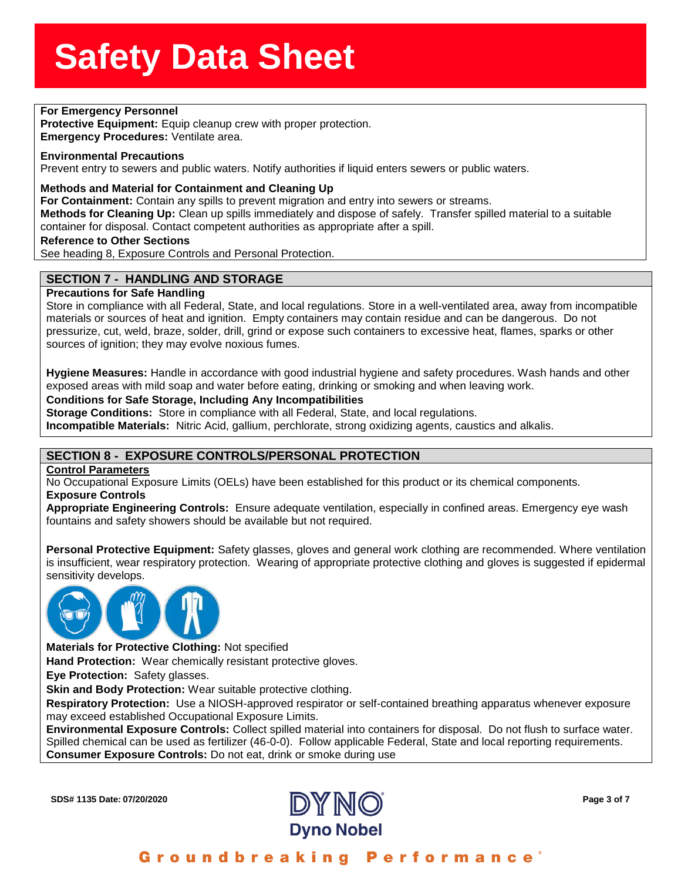**For Emergency Personnel**
**Protective Equipment:** Equip cleanup crew with proper protection.
**Emergency Procedures:** Ventilate area.

**Environmental Precautions**
Prevent entry to sewers and public waters. Notify authorities if liquid enters sewers or public waters.

**Methods and Material for Containment and Cleaning Up**
**For Containment:** Contain any spills to prevent migration and entry into sewers or streams.
**Methods for Cleaning Up:** Clean up spills immediately and dispose of safely. Transfer spilled material to a suitable container for disposal. Contact competent authorities as appropriate after a spill.
**Reference to Other Sections**
See heading 8, Exposure Controls and Personal Protection.

## SECTION 7 - HANDLING AND STORAGE

**Precautions for Safe Handling**
Store in compliance with all Federal, State, and local regulations. Store in a well-ventilated area, away from incompatible materials or sources of heat and ignition. Empty containers may contain residue and can be dangerous. Do not pressurize, cut, weld, braze, solder, drill, grind or expose such containers to excessive heat, flames, sparks or other sources of ignition; they may evolve noxious fumes.

**Hygiene Measures:** Handle in accordance with good industrial hygiene and safety procedures. Wash hands and other exposed areas with mild soap and water before eating, drinking or smoking and when leaving work.
**Conditions for Safe Storage, Including Any Incompatibilities**
**Storage Conditions:** Store in compliance with all Federal, State, and local regulations.
**Incompatible Materials:** Nitric Acid, gallium, perchlorate, strong oxidizing agents, caustics and alkalis.

## SECTION 8 - EXPOSURE CONTROLS/PERSONAL PROTECTION

**Control Parameters**
No Occupational Exposure Limits (OELs) have been established for this product or its chemical components.
**Exposure Controls**
**Appropriate Engineering Controls:** Ensure adequate ventilation, especially in confined areas. Emergency eye wash fountains and safety showers should be available but not required.

**Personal Protective Equipment:** Safety glasses, gloves and general work clothing are recommended. Where ventilation is insufficient, wear respiratory protection. Wearing of appropriate protective clothing and gloves is suggested if epidermal sensitivity develops.

**Materials for Protective Clothing:** Not specified
**Hand Protection:** Wear chemically resistant protective gloves.
**Eye Protection:** Safety glasses.
**Skin and Body Protection:** Wear suitable protective clothing.
**Respiratory Protection:** Use a NIOSH-approved respirator or self-contained breathing apparatus whenever exposure may exceed established Occupational Exposure Limits.
**Environmental Exposure Controls:** Collect spilled material into containers for disposal. Do not flush to surface water. Spilled chemical can be used as fertilizer (46-0-0). Follow applicable Federal, State and local reporting requirements.
**Consumer Exposure Controls:** Do not eat, drink or smoke during use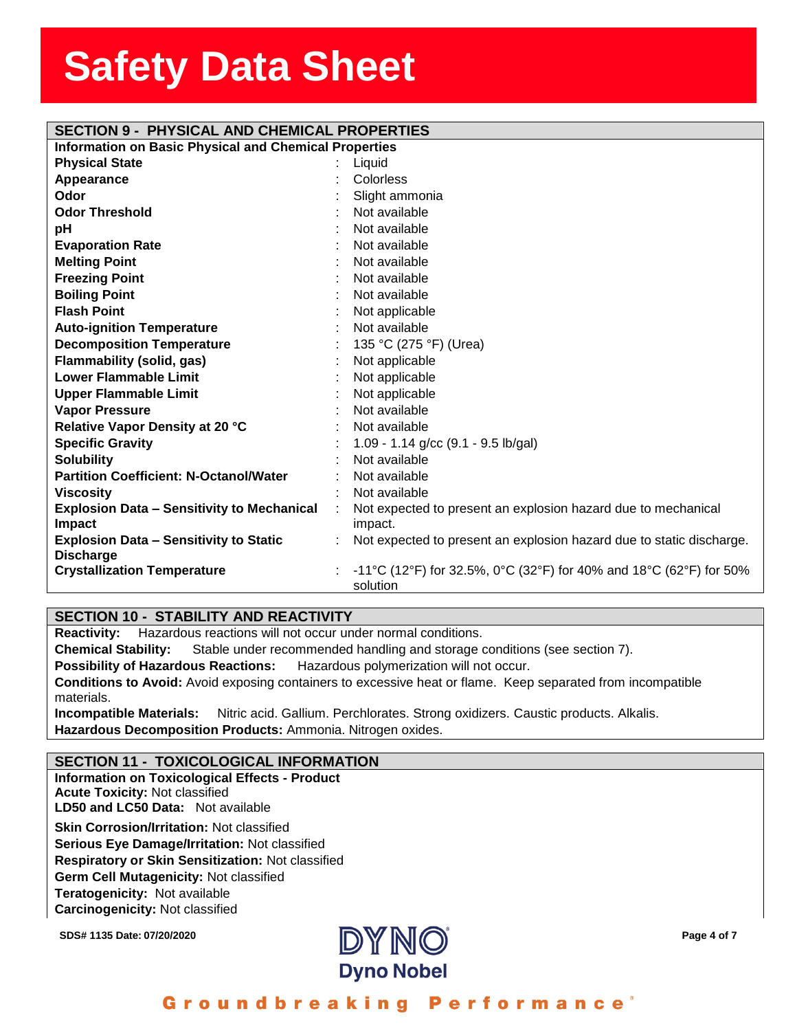## SECTION 9 - PHYSICAL AND CHEMICAL PROPERTIES

**Information on Basic Physical and Chemical Properties**

| Property | | Value |
|---|---|---|
| **Physical State** | : | Liquid |
| **Appearance** | : | Colorless |
| **Odor** | : | Slight ammonia |
| **Odor Threshold** | : | Not available |
| **pH** | : | Not available |
| **Evaporation Rate** | : | Not available |
| **Melting Point** | : | Not available |
| **Freezing Point** | : | Not available |
| **Boiling Point** | : | Not available |
| **Flash Point** | : | Not applicable |
| **Auto-ignition Temperature** | : | Not available |
| **Decomposition Temperature** | : | 135 °C (275 °F) (Urea) |
| **Flammability (solid, gas)** | : | Not applicable |
| **Lower Flammable Limit** | : | Not applicable |
| **Upper Flammable Limit** | : | Not applicable |
| **Vapor Pressure** | : | Not available |
| **Relative Vapor Density at 20 °C** | : | Not available |
| **Specific Gravity** | : | 1.09 - 1.14 g/cc (9.1 - 9.5 lb/gal) |
| **Solubility** | : | Not available |
| **Partition Coefficient: N-Octanol/Water** | : | Not available |
| **Viscosity** | : | Not available |
| **Explosion Data – Sensitivity to Mechanical Impact** | : | Not expected to present an explosion hazard due to mechanical impact. |
| **Explosion Data – Sensitivity to Static Discharge** | : | Not expected to present an explosion hazard due to static discharge. |
| **Crystallization Temperature** | : | -11°C (12°F) for 32.5%, 0°C (32°F) for 40% and 18°C (62°F) for 50% solution |

## SECTION 10 - STABILITY AND REACTIVITY

**Reactivity:** Hazardous reactions will not occur under normal conditions.

**Chemical Stability:** Stable under recommended handling and storage conditions (see section 7).

**Possibility of Hazardous Reactions:** Hazardous polymerization will not occur.

**Conditions to Avoid:** Avoid exposing containers to excessive heat or flame. Keep separated from incompatible materials.

**Incompatible Materials:** Nitric acid. Gallium. Perchlorates. Strong oxidizers. Caustic products. Alkalis.

**Hazardous Decomposition Products:** Ammonia. Nitrogen oxides.

## SECTION 11 - TOXICOLOGICAL INFORMATION

**Information on Toxicological Effects - Product**

**Acute Toxicity:** Not classified

**LD50 and LC50 Data:** Not available

**Skin Corrosion/Irritation:** Not classified

**Serious Eye Damage/Irritation:** Not classified

**Respiratory or Skin Sensitization:** Not classified

**Germ Cell Mutagenicity:** Not classified

**Teratogenicity:** Not available

**Carcinogenicity:** Not classified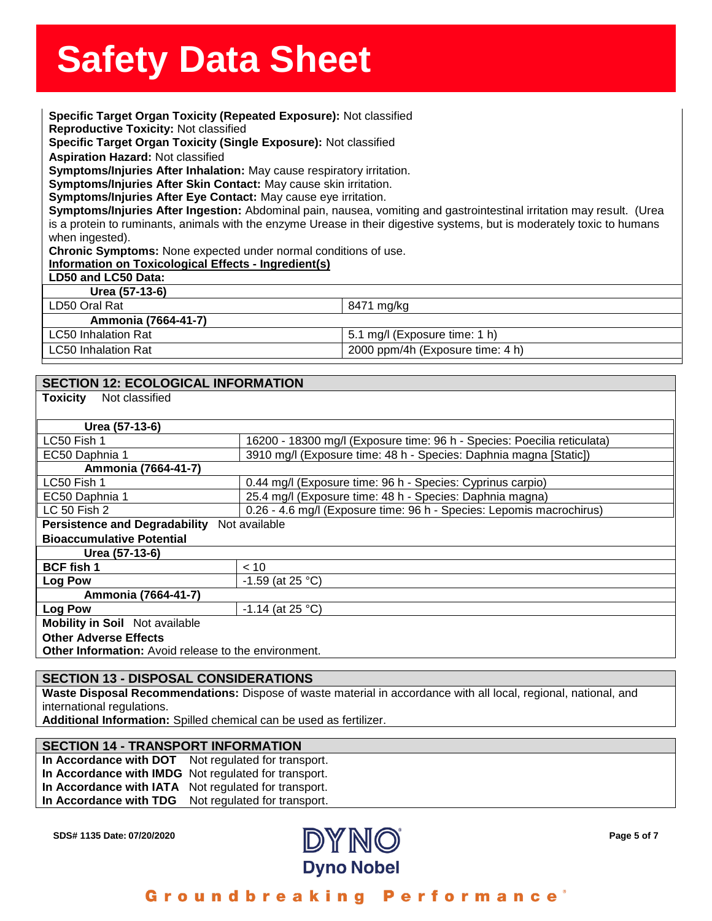**Specific Target Organ Toxicity (Repeated Exposure):** Not classified

**Reproductive Toxicity:** Not classified

**Specific Target Organ Toxicity (Single Exposure):** Not classified

**Aspiration Hazard:** Not classified

**Symptoms/Injuries After Inhalation:** May cause respiratory irritation.

**Symptoms/Injuries After Skin Contact:** May cause skin irritation.

**Symptoms/Injuries After Eye Contact:** May cause eye irritation.

**Symptoms/Injuries After Ingestion:** Abdominal pain, nausea, vomiting and gastrointestinal irritation may result. (Urea is a protein to ruminants, animals with the enzyme Urease in their digestive systems, but is moderately toxic to humans when ingested).

**Chronic Symptoms:** None expected under normal conditions of use.

**Information on Toxicological Effects - Ingredient(s)**

**LD50 and LC50 Data:**

| **Urea (57-13-6)** | |
|---|---|
| LD50 Oral Rat | 8471 mg/kg |
| **Ammonia (7664-41-7)** | |
| LC50 Inhalation Rat | 5.1 mg/l (Exposure time: 1 h) |
| LC50 Inhalation Rat | 2000 ppm/4h (Exposure time: 4 h) |

## SECTION 12: ECOLOGICAL INFORMATION

**Toxicity** Not classified

| **Urea (57-13-6)** | |
|---|---|
| LC50 Fish 1 | 16200 - 18300 mg/l (Exposure time: 96 h - Species: Poecilia reticulata) |
| EC50 Daphnia 1 | 3910 mg/l (Exposure time: 48 h - Species: Daphnia magna [Static]) |
| **Ammonia (7664-41-7)** | |
| LC50 Fish 1 | 0.44 mg/l (Exposure time: 96 h - Species: Cyprinus carpio) |
| EC50 Daphnia 1 | 25.4 mg/l (Exposure time: 48 h - Species: Daphnia magna) |
| LC 50 Fish 2 | 0.26 - 4.6 mg/l (Exposure time: 96 h - Species: Lepomis macrochirus) |

**Persistence and Degradability** Not available

**Bioaccumulative Potential**

| **Urea (57-13-6)** | |
|---|---|
| **BCF fish 1** | < 10 |
| **Log Pow** | -1.59 (at 25 °C) |
| **Ammonia (7664-41-7)** | |
| **Log Pow** | -1.14 (at 25 °C) |

**Mobility in Soil** Not available

**Other Adverse Effects**

**Other Information:** Avoid release to the environment.

## SECTION 13 - DISPOSAL CONSIDERATIONS

**Waste Disposal Recommendations:** Dispose of waste material in accordance with all local, regional, national, and international regulations.

**Additional Information:** Spilled chemical can be used as fertilizer.

## SECTION 14 - TRANSPORT INFORMATION

**In Accordance with DOT** Not regulated for transport.

**In Accordance with IMDG** Not regulated for transport.

**In Accordance with IATA** Not regulated for transport.

**In Accordance with TDG** Not regulated for transport.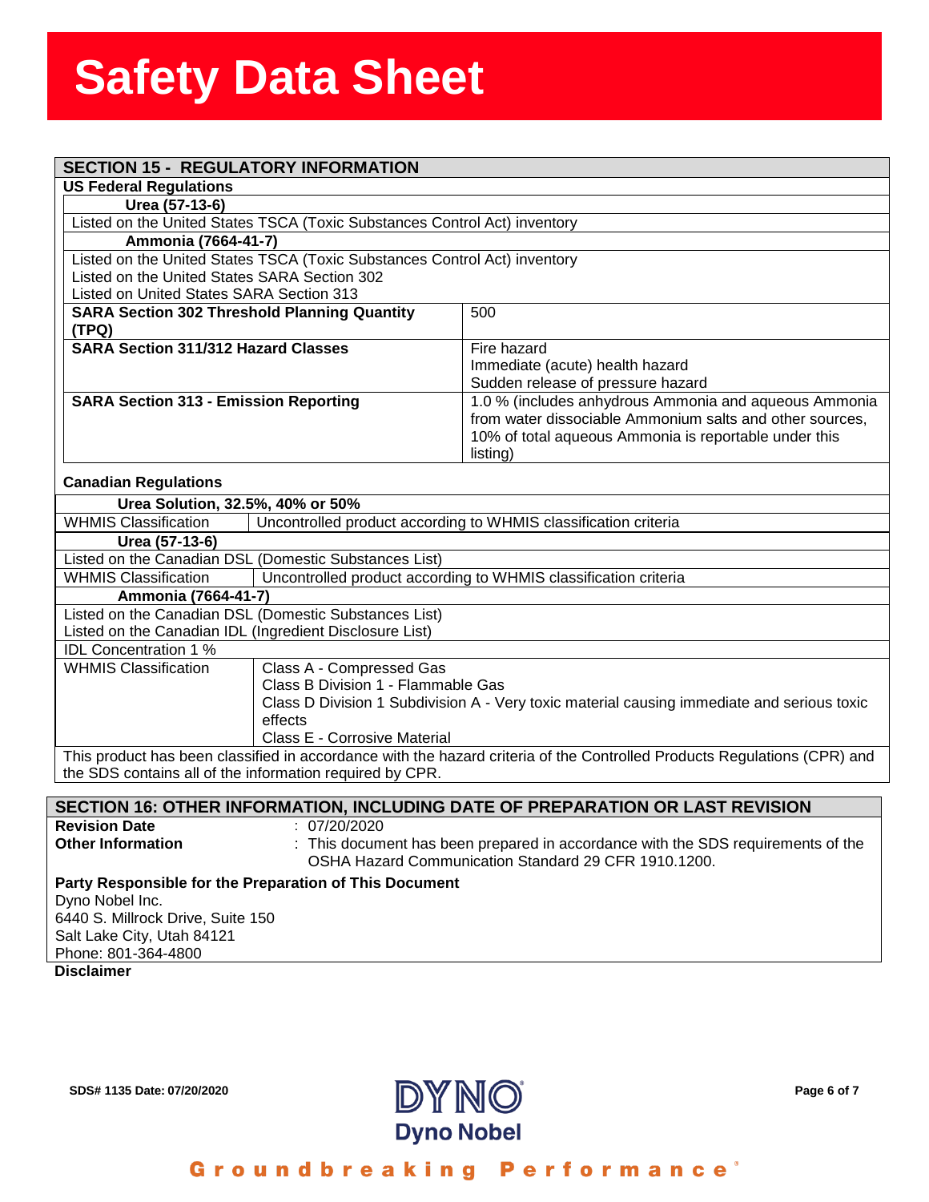## SECTION 15 - REGULATORY INFORMATION

### US Federal Regulations

**Urea (57-13-6)**

Listed on the United States TSCA (Toxic Substances Control Act) inventory

**Ammonia (7664-41-7)**

Listed on the United States TSCA (Toxic Substances Control Act) inventory
Listed on the United States SARA Section 302
Listed on United States SARA Section 313

| | |
|---|---|
| **SARA Section 302 Threshold Planning Quantity (TPQ)** | 500 |
| **SARA Section 311/312 Hazard Classes** | Fire hazard<br>Immediate (acute) health hazard<br>Sudden release of pressure hazard |
| **SARA Section 313 - Emission Reporting** | 1.0 % (includes anhydrous Ammonia and aqueous Ammonia from water dissociable Ammonium salts and other sources, 10% of total aqueous Ammonia is reportable under this listing) |

### Canadian Regulations

**Urea Solution, 32.5%, 40% or 50%**

| | |
|---|---|
| WHMIS Classification | Uncontrolled product according to WHMIS classification criteria |

**Urea (57-13-6)**

Listed on the Canadian DSL (Domestic Substances List)

| | |
|---|---|
| WHMIS Classification | Uncontrolled product according to WHMIS classification criteria |

**Ammonia (7664-41-7)**

Listed on the Canadian DSL (Domestic Substances List)
Listed on the Canadian IDL (Ingredient Disclosure List)

IDL Concentration 1 %

| | |
|---|---|
| WHMIS Classification | Class A - Compressed Gas<br>Class B Division 1 - Flammable Gas<br>Class D Division 1 Subdivision A - Very toxic material causing immediate and serious toxic effects<br>Class E - Corrosive Material |

This product has been classified in accordance with the hazard criteria of the Controlled Products Regulations (CPR) and the SDS contains all of the information required by CPR.

## SECTION 16: OTHER INFORMATION, INCLUDING DATE OF PREPARATION OR LAST REVISION

**Revision Date** : 07/20/2020

**Other Information** : This document has been prepared in accordance with the SDS requirements of the OSHA Hazard Communication Standard 29 CFR 1910.1200.

**Party Responsible for the Preparation of This Document**

Dyno Nobel Inc.
6440 S. Millrock Drive, Suite 150
Salt Lake City, Utah 84121
Phone: 801-364-4800

**Disclaimer**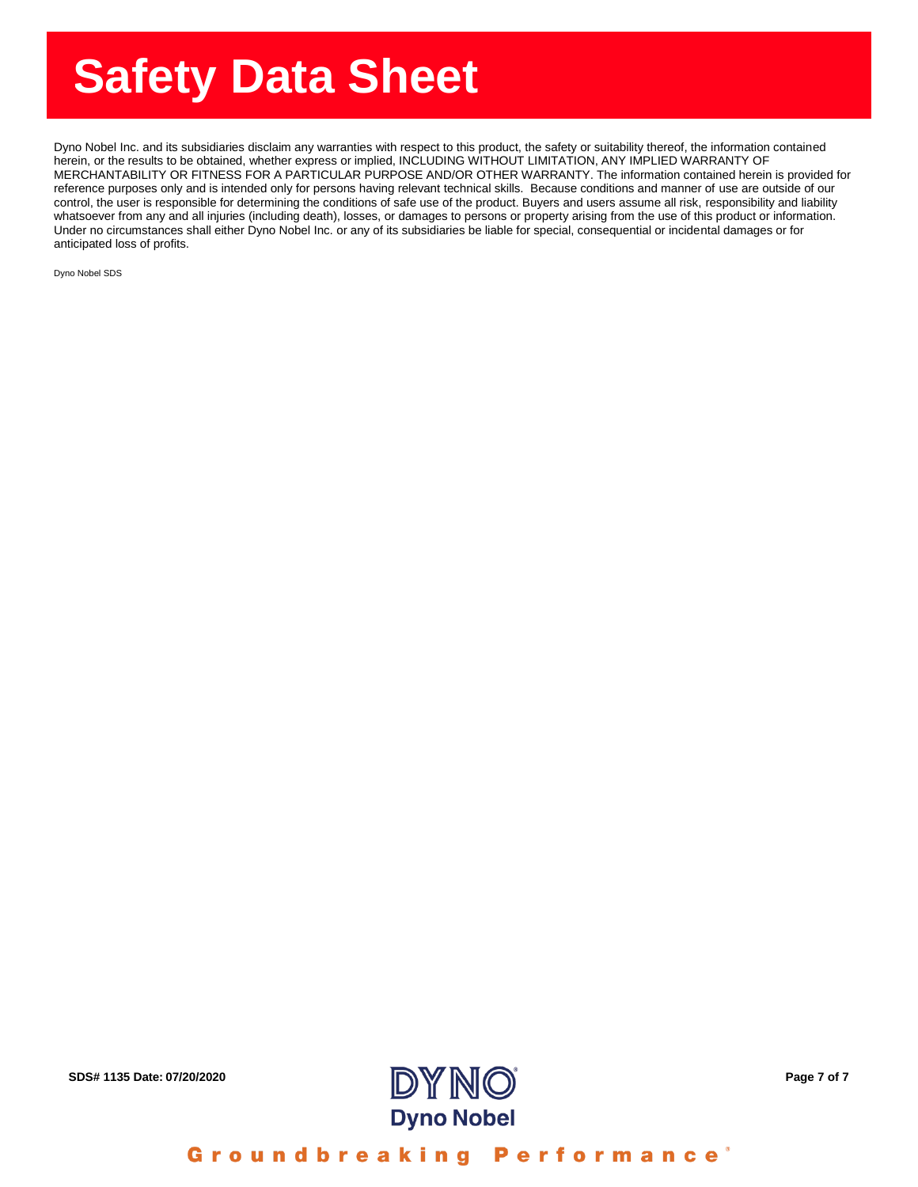Dyno Nobel Inc. and its subsidiaries disclaim any warranties with respect to this product, the safety or suitability thereof, the information contained herein, or the results to be obtained, whether express or implied, INCLUDING WITHOUT LIMITATION, ANY IMPLIED WARRANTY OF MERCHANTABILITY OR FITNESS FOR A PARTICULAR PURPOSE AND/OR OTHER WARRANTY. The information contained herein is provided for reference purposes only and is intended only for persons having relevant technical skills. Because conditions and manner of use are outside of our control, the user is responsible for determining the conditions of safe use of the product. Buyers and users assume all risk, responsibility and liability whatsoever from any and all injuries (including death), losses, or damages to persons or property arising from the use of this product or information. Under no circumstances shall either Dyno Nobel Inc. or any of its subsidiaries be liable for special, consequential or incidental damages or for anticipated loss of profits.

Dyno Nobel SDS